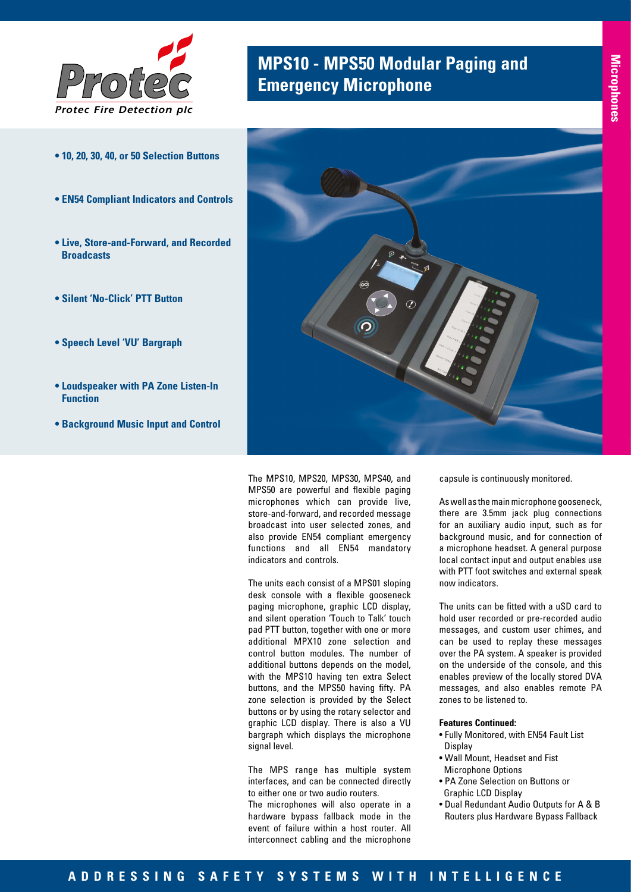Protec Fire Detection plc

# MPS10 - MPS50 Modular Paging and Emergency Microphone

Microphones

- **10, 20, 30, 40, or 50 Selection Buttons**
- **EN54 Compliant Indicators and Controls**
- **Live, Store-and-Forward, and Recorded Broadcasts**
- **Silent 'No-Click' PTT Button**
- **Speech Level 'VU' Bargraph**
- **Loudspeaker with PA Zone Listen-In Function**
- **Background Music Input and Control**

The MPS10, MPS20, MPS30, MPS40, and MPS50 are powerful and flexible paging microphones which can provide live, store-and-forward, and recorded message broadcast into user selected zones, and also provide EN54 compliant emergency functions and all EN54 mandatory indicators and controls.

The units each consist of a MPS01 sloping desk console with a flexible gooseneck paging microphone, graphic LCD display, and silent operation 'Touch to Talk' touch pad PTT button, together with one or more additional MPX10 zone selection and control button modules. The number of additional buttons depends on the model, with the MPS10 having ten extra Select buttons, and the MPS50 having fifty. PA zone selection is provided by the Select buttons or by using the rotary selector and graphic LCD display. There is also a VU bargraph which displays the microphone signal level.

The MPS range has multiple system interfaces, and can be connected directly to either one or two audio routers.
The microphones will also operate in a hardware bypass fallback mode in the event of failure within a host router. All interconnect cabling and the microphone capsule is continuously monitored.

As well as the main microphone gooseneck, there are 3.5mm jack plug connections for an auxiliary audio input, such as for background music, and for connection of a microphone headset. A general purpose local contact input and output enables use with PTT foot switches and external speak now indicators.

The units can be fitted with a uSD card to hold user recorded or pre-recorded audio messages, and custom user chimes, and can be used to replay these messages over the PA system. A speaker is provided on the underside of the console, and this enables preview of the locally stored DVA messages, and also enables remote PA zones to be listened to.

**Features Continued:**

- Fully Monitored, with EN54 Fault List Display
- Wall Mount, Headset and Fist Microphone Options
- PA Zone Selection on Buttons or Graphic LCD Display
- Dual Redundant Audio Outputs for A & B Routers plus Hardware Bypass Fallback

ADDRESSING SAFETY SYSTEMS WITH INTELLIGENCE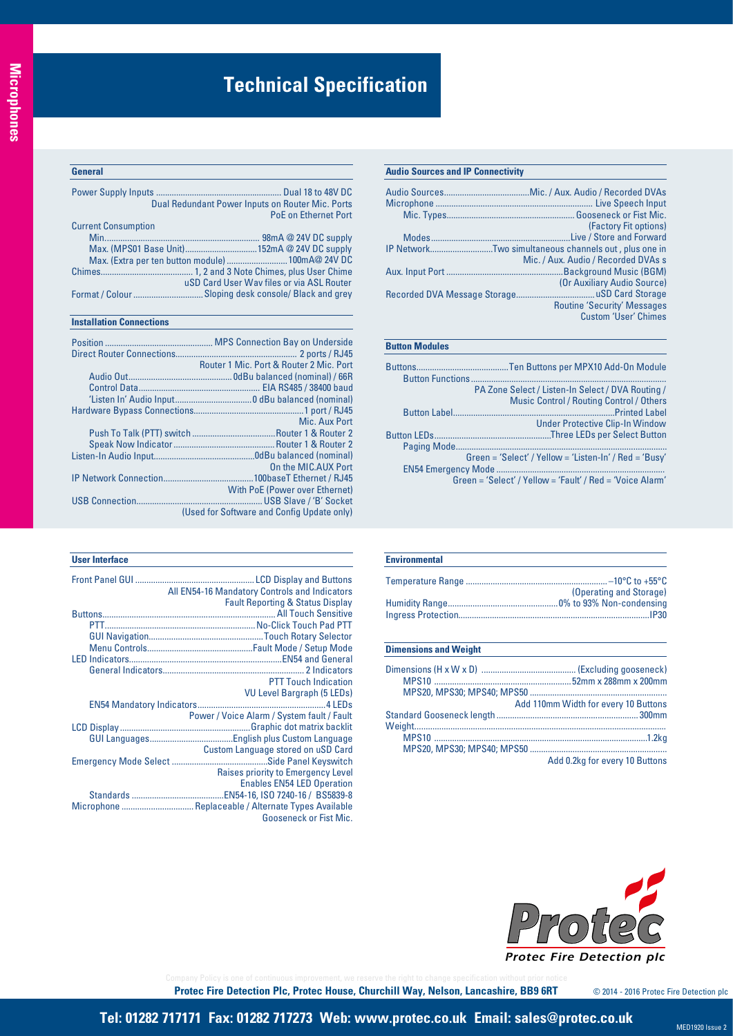# Technical Specification

## General

| | |
|---|---|
| Power Supply Inputs | Dual 18 to 48V DC |
| | Dual Redundant Power Inputs on Router Mic. Ports |
| | PoE on Ethernet Port |
| Current Consumption | |
| Min. | 98mA @ 24V DC supply |
| Max. (MPS01 Base Unit) | 152mA @ 24V DC supply |
| Max. (Extra per ten button module) | 100mA@ 24V DC |
| Chimes | 1, 2 and 3 Note Chimes, plus User Chime |
| | uSD Card User Wav files or via ASL Router |
| Format / Colour | Sloping desk console/ Black and grey |

## Installation Connections

| | |
|---|---|
| Position | MPS Connection Bay on Underside |
| Direct Router Connections | 2 ports / RJ45 |
| | Router 1 Mic. Port & Router 2 Mic. Port |
| Audio Out | 0dBu balanced (nominal) / 66R |
| Control Data | EIA RS485 / 38400 baud |
| 'Listen In' Audio Input | 0 dBu balanced (nominal) |
| Hardware Bypass Connections | 1 port / RJ45 |
| | Mic. Aux Port |
| Push To Talk (PTT) switch | Router 1 & Router 2 |
| Speak Now Indicator | Router 1 & Router 2 |
| Listen-In Audio Input | 0dBu balanced (nominal) |
| | On the MIC.AUX Port |
| IP Network Connection | 100baseT Ethernet / RJ45 |
| | With PoE (Power over Ethernet) |
| USB Connection | USB Slave / 'B' Socket |
| | (Used for Software and Config Update only) |

## Audio Sources and IP Connectivity

| | |
|---|---|
| Audio Sources | Mic. / Aux. Audio / Recorded DVAs |
| Microphone | Live Speech Input |
| Mic. Types | Gooseneck or Fist Mic. |
| | (Factory Fit options) |
| Modes | Live / Store and Forward |
| IP Network | Two simultaneous channels out , plus one in |
| | Mic. / Aux. Audio / Recorded DVAs s |
| Aux. Input Port | Background Music (BGM) |
| | (Or Auxiliary Audio Source) |
| Recorded DVA Message Storage | uSD Card Storage |
| | Routine 'Security' Messages |
| | Custom 'User' Chimes |

## Button Modules

| | |
|---|---|
| Buttons | Ten Buttons per MPX10 Add-On Module |
| Button Functions | |
| | PA Zone Select / Listen-In Select / DVA Routing / |
| | Music Control / Routing Control / Others |
| Button Label | Printed Label |
| | Under Protective Clip-In Window |
| Button LEDs | Three LEDs per Select Button |
| Paging Mode | |
| | Green = 'Select' / Yellow = 'Listen-In' / Red = 'Busy' |
| EN54 Emergency Mode | |
| | Green = 'Fault' / Yellow = 'Fault' / Red = 'Voice Alarm' |

## User Interface

| | |
|---|---|
| Front Panel GUI | LCD Display and Buttons |
| | All EN54-16 Mandatory Controls and Indicators |
| | Fault Reporting & Status Display |
| Buttons | All Touch Sensitive |
| PTT | No-Click Touch Pad PTT |
| GUI Navigation | Touch Rotary Selector |
| Menu Controls | Fault Mode / Setup Mode |
| LED Indicators | EN54 and General |
| General Indicators | 2 Indicators |
| | PTT Touch Indication |
| | VU Level Bargraph (5 LEDs) |
| EN54 Mandatory Indicators | 4 LEDs |
| | Power / Voice Alarm / System fault / Fault |
| LCD Display | Graphic dot matrix backlit |
| GUI Languages | English plus Custom Language |
| | Custom Language stored on uSD Card |
| Emergency Mode Select | Side Panel Keyswitch |
| | Raises priority to Emergency Level |
| | Enables EN54 LED Operation |
| Standards | EN54-16, ISO 7240-16 / BS5839-8 |
| Microphone | Replaceable / Alternate Types Available |
| | Gooseneck or Fist Mic. |

## Environmental

| | |
|---|---|
| Temperature Range | –10°C to +55°C |
| | (Operating and Storage) |
| Humidity Range | 0% to 93% Non-condensing |
| Ingress Protection | IP30 |

## Dimensions and Weight

| | |
|---|---|
| Dimensions (H x W x D) | (Excluding gooseneck) |
| MPS10 | 52mm x 288mm x 200mm |
| MPS20, MPS30; MPS40; MPS50 | |
| | Add 110mm Width for every 10 Buttons |
| Standard Gooseneck length | 300mm |
| Weight | |
| MPS10 | 1.2kg |
| MPS20, MPS30; MPS40; MPS50 | |
| | Add 0.2kg for every 10 Buttons |

Protec Fire Detection plc

Company Policy is one of continuous improvement, we reserve the right to change specification without prior notice

**Protec Fire Detection Plc, Protec House, Churchill Way, Nelson, Lancashire, BB9 6RT**

© 2014 - 2016 Protec Fire Detection plc

**Tel: 01282 717171 Fax: 01282 717273 Web: www.protec.co.uk Email: sales@protec.co.uk**

MED1920 Issue 2